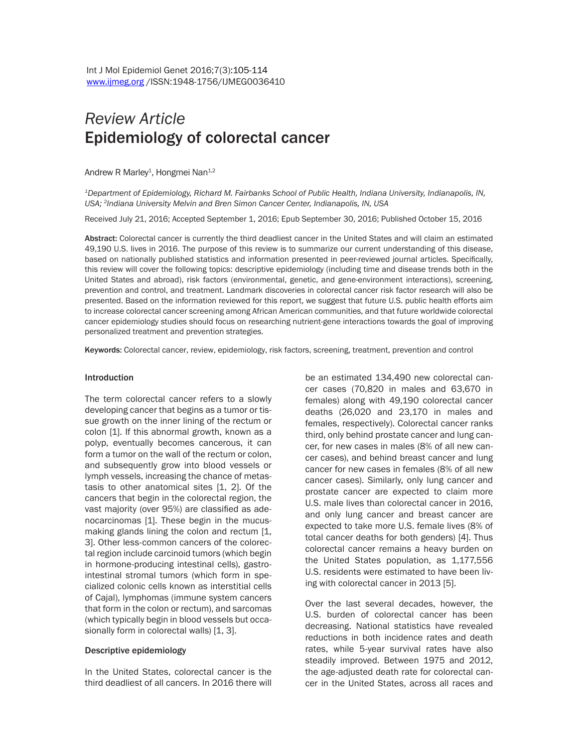*Review Article*

# Epidemiology of colorectal cancer

Andrew R Marley[1], Hongmei Nan[1,2]

[1]*Department of Epidemiology, Richard M. Fairbanks School of Public Health, Indiana University, Indianapolis, IN, USA;* [2]*Indiana University Melvin and Bren Simon Cancer Center, Indianapolis, IN, USA*

Received July 21, 2016; Accepted September 1, 2016; Epub September 30, 2016; Published October 15, 2016

**Abstract:** Colorectal cancer is currently the third deadliest cancer in the United States and will claim an estimated 49,190 U.S. lives in 2016. The purpose of this review is to summarize our current understanding of this disease, based on nationally published statistics and information presented in peer-reviewed journal articles. Specifically, this review will cover the following topics: descriptive epidemiology (including time and disease trends both in the United States and abroad), risk factors (environmental, genetic, and gene-environment interactions), screening, prevention and control, and treatment. Landmark discoveries in colorectal cancer risk factor research will also be presented. Based on the information reviewed for this report, we suggest that future U.S. public health efforts aim to increase colorectal cancer screening among African American communities, and that future worldwide colorectal cancer epidemiology studies should focus on researching nutrient-gene interactions towards the goal of improving personalized treatment and prevention strategies.

**Keywords:** Colorectal cancer, review, epidemiology, risk factors, screening, treatment, prevention and control

## Introduction

The term colorectal cancer refers to a slowly developing cancer that begins as a tumor or tissue growth on the inner lining of the rectum or colon [1]. If this abnormal growth, known as a polyp, eventually becomes cancerous, it can form a tumor on the wall of the rectum or colon, and subsequently grow into blood vessels or lymph vessels, increasing the chance of metastasis to other anatomical sites [1, 2]. Of the cancers that begin in the colorectal region, the vast majority (over 95%) are classified as adenocarcinomas [1]. These begin in the mucus-making glands lining the colon and rectum [1, 3]. Other less-common cancers of the colorectal region include carcinoid tumors (which begin in hormone-producing intestinal cells), gastrointestinal stromal tumors (which form in specialized colonic cells known as interstitial cells of Cajal), lymphomas (immune system cancers that form in the colon or rectum), and sarcomas (which typically begin in blood vessels but occasionally form in colorectal walls) [1, 3].

## Descriptive epidemiology

In the United States, colorectal cancer is the third deadliest of all cancers. In 2016 there will be an estimated 134,490 new colorectal cancer cases (70,820 in males and 63,670 in females) along with 49,190 colorectal cancer deaths (26,020 and 23,170 in males and females, respectively). Colorectal cancer ranks third, only behind prostate cancer and lung cancer, for new cases in males (8% of all new cancer cases), and behind breast cancer and lung cancer for new cases in females (8% of all new cancer cases). Similarly, only lung cancer and prostate cancer are expected to claim more U.S. male lives than colorectal cancer in 2016, and only lung cancer and breast cancer are expected to take more U.S. female lives (8% of total cancer deaths for both genders) [4]. Thus colorectal cancer remains a heavy burden on the United States population, as 1,177,556 U.S. residents were estimated to have been living with colorectal cancer in 2013 [5].

Over the last several decades, however, the U.S. burden of colorectal cancer has been decreasing. National statistics have revealed reductions in both incidence rates and death rates, while 5-year survival rates have also steadily improved. Between 1975 and 2012, the age-adjusted death rate for colorectal cancer in the United States, across all races and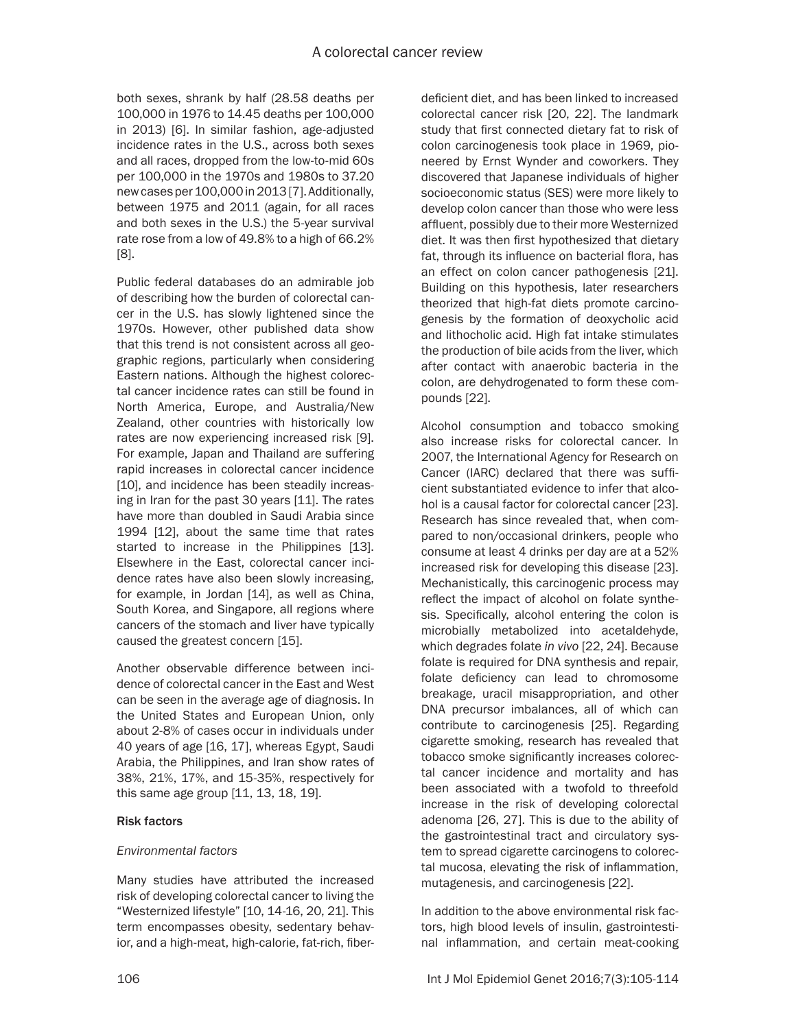both sexes, shrank by half (28.58 deaths per 100,000 in 1976 to 14.45 deaths per 100,000 in 2013) [6]. In similar fashion, age-adjusted incidence rates in the U.S., across both sexes and all races, dropped from the low-to-mid 60s per 100,000 in the 1970s and 1980s to 37.20 new cases per 100,000 in 2013 [7]. Additionally, between 1975 and 2011 (again, for all races and both sexes in the U.S.) the 5-year survival rate rose from a low of 49.8% to a high of 66.2% [8].

Public federal databases do an admirable job of describing how the burden of colorectal cancer in the U.S. has slowly lightened since the 1970s. However, other published data show that this trend is not consistent across all geographic regions, particularly when considering Eastern nations. Although the highest colorectal cancer incidence rates can still be found in North America, Europe, and Australia/New Zealand, other countries with historically low rates are now experiencing increased risk [9]. For example, Japan and Thailand are suffering rapid increases in colorectal cancer incidence [10], and incidence has been steadily increasing in Iran for the past 30 years [11]. The rates have more than doubled in Saudi Arabia since 1994 [12], about the same time that rates started to increase in the Philippines [13]. Elsewhere in the East, colorectal cancer incidence rates have also been slowly increasing, for example, in Jordan [14], as well as China, South Korea, and Singapore, all regions where cancers of the stomach and liver have typically caused the greatest concern [15].

Another observable difference between incidence of colorectal cancer in the East and West can be seen in the average age of diagnosis. In the United States and European Union, only about 2-8% of cases occur in individuals under 40 years of age [16, 17], whereas Egypt, Saudi Arabia, the Philippines, and Iran show rates of 38%, 21%, 17%, and 15-35%, respectively for this same age group [11, 13, 18, 19].

## Risk factors

### *Environmental factors*

Many studies have attributed the increased risk of developing colorectal cancer to living the "Westernized lifestyle" [10, 14-16, 20, 21]. This term encompasses obesity, sedentary behavior, and a high-meat, high-calorie, fat-rich, fiber-deficient diet, and has been linked to increased colorectal cancer risk [20, 22]. The landmark study that first connected dietary fat to risk of colon carcinogenesis took place in 1969, pioneered by Ernst Wynder and coworkers. They discovered that Japanese individuals of higher socioeconomic status (SES) were more likely to develop colon cancer than those who were less affluent, possibly due to their more Westernized diet. It was then first hypothesized that dietary fat, through its influence on bacterial flora, has an effect on colon cancer pathogenesis [21]. Building on this hypothesis, later researchers theorized that high-fat diets promote carcinogenesis by the formation of deoxycholic acid and lithocholic acid. High fat intake stimulates the production of bile acids from the liver, which after contact with anaerobic bacteria in the colon, are dehydrogenated to form these compounds [22].

Alcohol consumption and tobacco smoking also increase risks for colorectal cancer. In 2007, the International Agency for Research on Cancer (IARC) declared that there was sufficient substantiated evidence to infer that alcohol is a causal factor for colorectal cancer [23]. Research has since revealed that, when compared to non/occasional drinkers, people who consume at least 4 drinks per day are at a 52% increased risk for developing this disease [23]. Mechanistically, this carcinogenic process may reflect the impact of alcohol on folate synthesis. Specifically, alcohol entering the colon is microbially metabolized into acetaldehyde, which degrades folate *in vivo* [22, 24]. Because folate is required for DNA synthesis and repair, folate deficiency can lead to chromosome breakage, uracil misappropriation, and other DNA precursor imbalances, all of which can contribute to carcinogenesis [25]. Regarding cigarette smoking, research has revealed that tobacco smoke significantly increases colorectal cancer incidence and mortality and has been associated with a twofold to threefold increase in the risk of developing colorectal adenoma [26, 27]. This is due to the ability of the gastrointestinal tract and circulatory system to spread cigarette carcinogens to colorectal mucosa, elevating the risk of inflammation, mutagenesis, and carcinogenesis [22].

In addition to the above environmental risk factors, high blood levels of insulin, gastrointestinal inflammation, and certain meat-cooking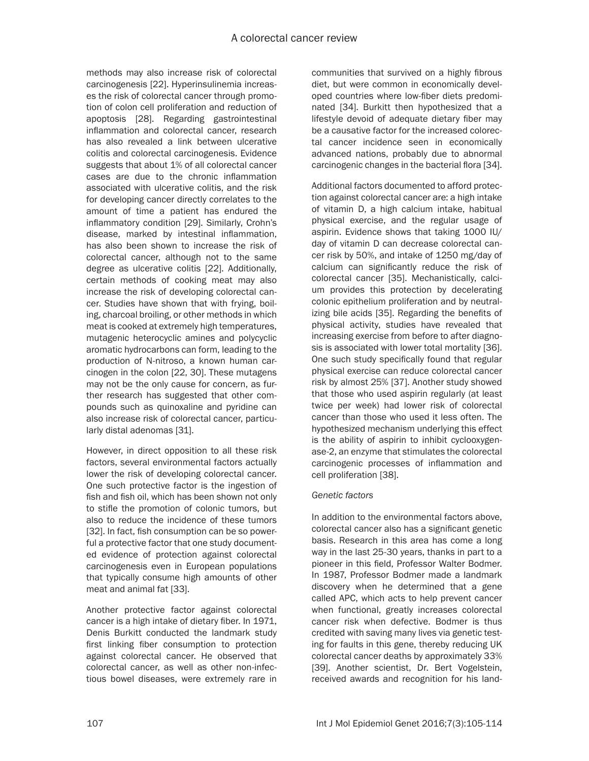methods may also increase risk of colorectal carcinogenesis [22]. Hyperinsulinemia increases the risk of colorectal cancer through promotion of colon cell proliferation and reduction of apoptosis [28]. Regarding gastrointestinal inflammation and colorectal cancer, research has also revealed a link between ulcerative colitis and colorectal carcinogenesis. Evidence suggests that about 1% of all colorectal cancer cases are due to the chronic inflammation associated with ulcerative colitis, and the risk for developing cancer directly correlates to the amount of time a patient has endured the inflammatory condition [29]. Similarly, Crohn's disease, marked by intestinal inflammation, has also been shown to increase the risk of colorectal cancer, although not to the same degree as ulcerative colitis [22]. Additionally, certain methods of cooking meat may also increase the risk of developing colorectal cancer. Studies have shown that with frying, boiling, charcoal broiling, or other methods in which meat is cooked at extremely high temperatures, mutagenic heterocyclic amines and polycyclic aromatic hydrocarbons can form, leading to the production of N-nitroso, a known human carcinogen in the colon [22, 30]. These mutagens may not be the only cause for concern, as further research has suggested that other compounds such as quinoxaline and pyridine can also increase risk of colorectal cancer, particularly distal adenomas [31].

However, in direct opposition to all these risk factors, several environmental factors actually lower the risk of developing colorectal cancer. One such protective factor is the ingestion of fish and fish oil, which has been shown not only to stifle the promotion of colonic tumors, but also to reduce the incidence of these tumors [32]. In fact, fish consumption can be so powerful a protective factor that one study documented evidence of protection against colorectal carcinogenesis even in European populations that typically consume high amounts of other meat and animal fat [33].

Another protective factor against colorectal cancer is a high intake of dietary fiber. In 1971, Denis Burkitt conducted the landmark study first linking fiber consumption to protection against colorectal cancer. He observed that colorectal cancer, as well as other non-infectious bowel diseases, were extremely rare in communities that survived on a highly fibrous diet, but were common in economically developed countries where low-fiber diets predominated [34]. Burkitt then hypothesized that a lifestyle devoid of adequate dietary fiber may be a causative factor for the increased colorectal cancer incidence seen in economically advanced nations, probably due to abnormal carcinogenic changes in the bacterial flora [34].

Additional factors documented to afford protection against colorectal cancer are: a high intake of vitamin D, a high calcium intake, habitual physical exercise, and the regular usage of aspirin. Evidence shows that taking 1000 IU/day of vitamin D can decrease colorectal cancer risk by 50%, and intake of 1250 mg/day of calcium can significantly reduce the risk of colorectal cancer [35]. Mechanistically, calcium provides this protection by decelerating colonic epithelium proliferation and by neutralizing bile acids [35]. Regarding the benefits of physical activity, studies have revealed that increasing exercise from before to after diagnosis is associated with lower total mortality [36]. One such study specifically found that regular physical exercise can reduce colorectal cancer risk by almost 25% [37]. Another study showed that those who used aspirin regularly (at least twice per week) had lower risk of colorectal cancer than those who used it less often. The hypothesized mechanism underlying this effect is the ability of aspirin to inhibit cyclooxygenase-2, an enzyme that stimulates the colorectal carcinogenic processes of inflammation and cell proliferation [38].

*Genetic factors*

In addition to the environmental factors above, colorectal cancer also has a significant genetic basis. Research in this area has come a long way in the last 25-30 years, thanks in part to a pioneer in this field, Professor Walter Bodmer. In 1987, Professor Bodmer made a landmark discovery when he determined that a gene called APC, which acts to help prevent cancer when functional, greatly increases colorectal cancer risk when defective. Bodmer is thus credited with saving many lives via genetic testing for faults in this gene, thereby reducing UK colorectal cancer deaths by approximately 33% [39]. Another scientist, Dr. Bert Vogelstein, received awards and recognition for his land-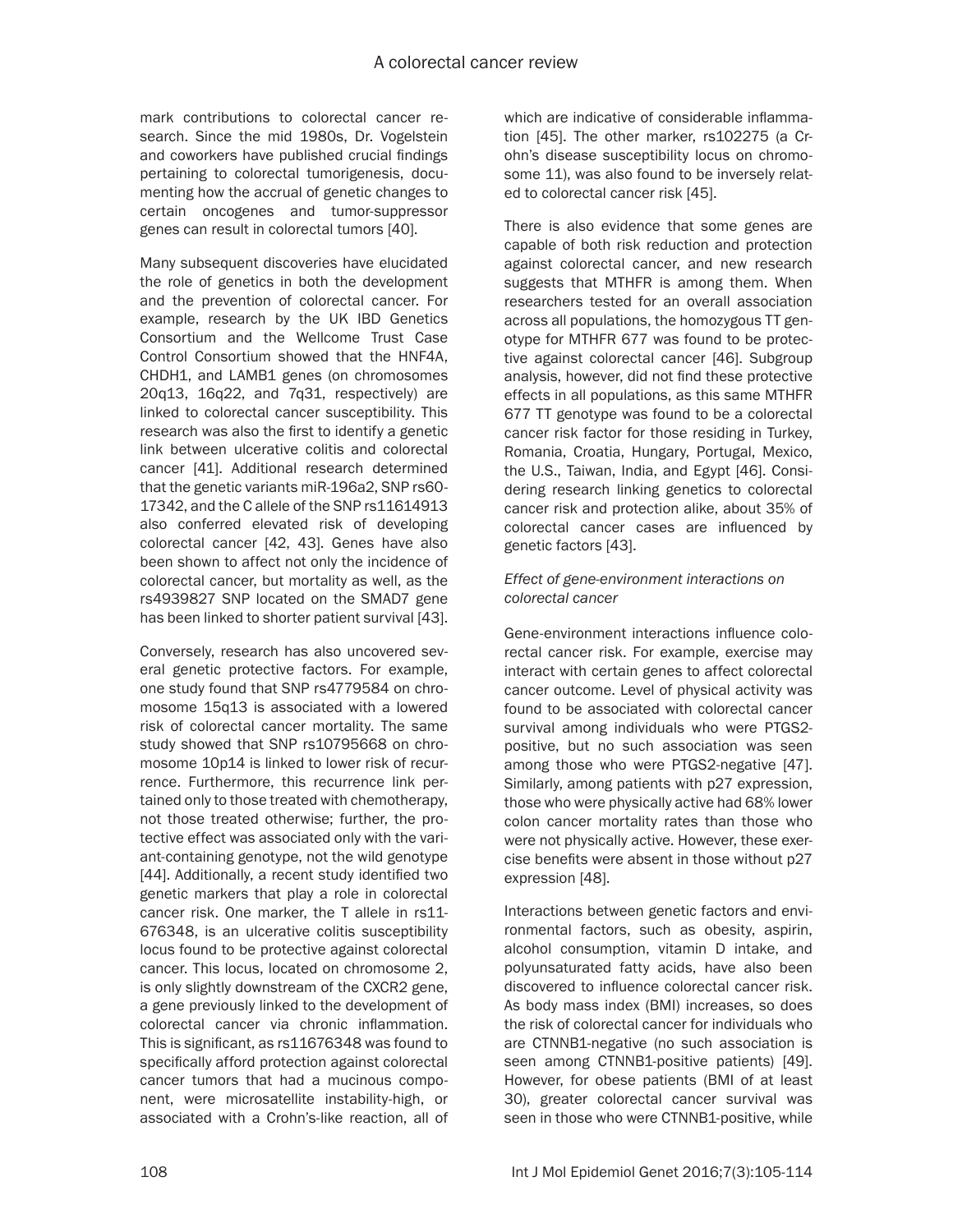mark contributions to colorectal cancer research. Since the mid 1980s, Dr. Vogelstein and coworkers have published crucial findings pertaining to colorectal tumorigenesis, documenting how the accrual of genetic changes to certain oncogenes and tumor-suppressor genes can result in colorectal tumors [40].

Many subsequent discoveries have elucidated the role of genetics in both the development and the prevention of colorectal cancer. For example, research by the UK IBD Genetics Consortium and the Wellcome Trust Case Control Consortium showed that the HNF4A, CHDH1, and LAMB1 genes (on chromosomes 20q13, 16q22, and 7q31, respectively) are linked to colorectal cancer susceptibility. This research was also the first to identify a genetic link between ulcerative colitis and colorectal cancer [41]. Additional research determined that the genetic variants miR-196a2, SNP rs60-17342, and the C allele of the SNP rs11614913 also conferred elevated risk of developing colorectal cancer [42, 43]. Genes have also been shown to affect not only the incidence of colorectal cancer, but mortality as well, as the rs4939827 SNP located on the SMAD7 gene has been linked to shorter patient survival [43].

Conversely, research has also uncovered several genetic protective factors. For example, one study found that SNP rs4779584 on chromosome 15q13 is associated with a lowered risk of colorectal cancer mortality. The same study showed that SNP rs10795668 on chromosome 10p14 is linked to lower risk of recurrence. Furthermore, this recurrence link pertained only to those treated with chemotherapy, not those treated otherwise; further, the protective effect was associated only with the variant-containing genotype, not the wild genotype [44]. Additionally, a recent study identified two genetic markers that play a role in colorectal cancer risk. One marker, the T allele in rs11-676348, is an ulcerative colitis susceptibility locus found to be protective against colorectal cancer. This locus, located on chromosome 2, is only slightly downstream of the CXCR2 gene, a gene previously linked to the development of colorectal cancer via chronic inflammation. This is significant, as rs11676348 was found to specifically afford protection against colorectal cancer tumors that had a mucinous component, were microsatellite instability-high, or associated with a Crohn's-like reaction, all of which are indicative of considerable inflammation [45]. The other marker, rs102275 (a Crohn's disease susceptibility locus on chromosome 11), was also found to be inversely related to colorectal cancer risk [45].

There is also evidence that some genes are capable of both risk reduction and protection against colorectal cancer, and new research suggests that MTHFR is among them. When researchers tested for an overall association across all populations, the homozygous TT genotype for MTHFR 677 was found to be protective against colorectal cancer [46]. Subgroup analysis, however, did not find these protective effects in all populations, as this same MTHFR 677 TT genotype was found to be a colorectal cancer risk factor for those residing in Turkey, Romania, Croatia, Hungary, Portugal, Mexico, the U.S., Taiwan, India, and Egypt [46]. Considering research linking genetics to colorectal cancer risk and protection alike, about 35% of colorectal cancer cases are influenced by genetic factors [43].

*Effect of gene-environment interactions on colorectal cancer*

Gene-environment interactions influence colorectal cancer risk. For example, exercise may interact with certain genes to affect colorectal cancer outcome. Level of physical activity was found to be associated with colorectal cancer survival among individuals who were PTGS2-positive, but no such association was seen among those who were PTGS2-negative [47]. Similarly, among patients with p27 expression, those who were physically active had 68% lower colon cancer mortality rates than those who were not physically active. However, these exercise benefits were absent in those without p27 expression [48].

Interactions between genetic factors and environmental factors, such as obesity, aspirin, alcohol consumption, vitamin D intake, and polyunsaturated fatty acids, have also been discovered to influence colorectal cancer risk. As body mass index (BMI) increases, so does the risk of colorectal cancer for individuals who are CTNNB1-negative (no such association is seen among CTNNB1-positive patients) [49]. However, for obese patients (BMI of at least 30), greater colorectal cancer survival was seen in those who were CTNNB1-positive, while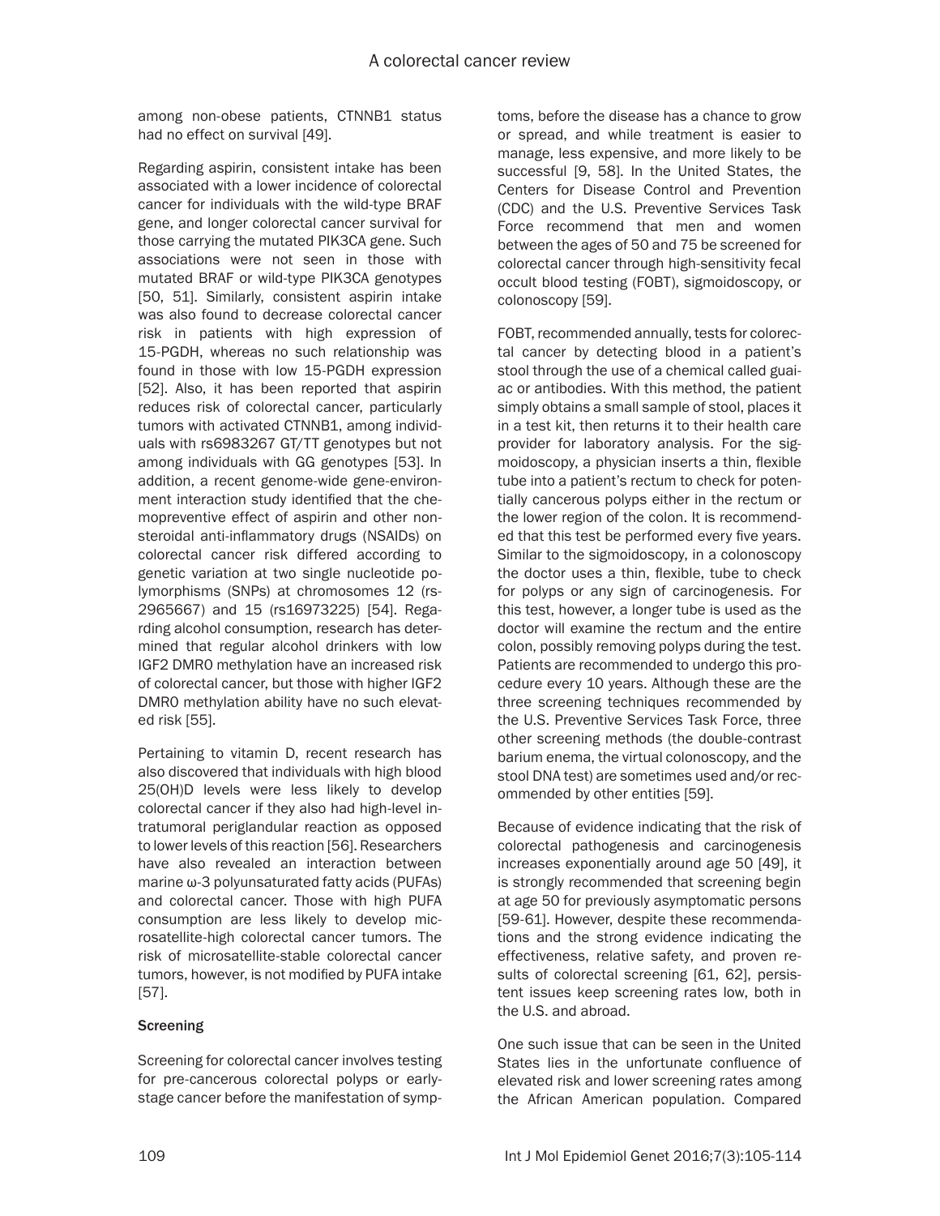among non-obese patients, CTNNB1 status had no effect on survival [49].

Regarding aspirin, consistent intake has been associated with a lower incidence of colorectal cancer for individuals with the wild-type BRAF gene, and longer colorectal cancer survival for those carrying the mutated PIK3CA gene. Such associations were not seen in those with mutated BRAF or wild-type PIK3CA genotypes [50, 51]. Similarly, consistent aspirin intake was also found to decrease colorectal cancer risk in patients with high expression of 15-PGDH, whereas no such relationship was found in those with low 15-PGDH expression [52]. Also, it has been reported that aspirin reduces risk of colorectal cancer, particularly tumors with activated CTNNB1, among individuals with rs6983267 GT/TT genotypes but not among individuals with GG genotypes [53]. In addition, a recent genome-wide gene-environment interaction study identified that the chemopreventive effect of aspirin and other nonsteroidal anti-inflammatory drugs (NSAIDs) on colorectal cancer risk differed according to genetic variation at two single nucleotide polymorphisms (SNPs) at chromosomes 12 (rs2965667) and 15 (rs16973225) [54]. Regarding alcohol consumption, research has determined that regular alcohol drinkers with low IGF2 DMR0 methylation have an increased risk of colorectal cancer, but those with higher IGF2 DMR0 methylation ability have no such elevated risk [55].

Pertaining to vitamin D, recent research has also discovered that individuals with high blood 25(OH)D levels were less likely to develop colorectal cancer if they also had high-level intratumoral periglandular reaction as opposed to lower levels of this reaction [56]. Researchers have also revealed an interaction between marine ω-3 polyunsaturated fatty acids (PUFAs) and colorectal cancer. Those with high PUFA consumption are less likely to develop microsatellite-high colorectal cancer tumors. The risk of microsatellite-stable colorectal cancer tumors, however, is not modified by PUFA intake [57].

### Screening

Screening for colorectal cancer involves testing for pre-cancerous colorectal polyps or early-stage cancer before the manifestation of symptoms, before the disease has a chance to grow or spread, and while treatment is easier to manage, less expensive, and more likely to be successful [9, 58]. In the United States, the Centers for Disease Control and Prevention (CDC) and the U.S. Preventive Services Task Force recommend that men and women between the ages of 50 and 75 be screened for colorectal cancer through high-sensitivity fecal occult blood testing (FOBT), sigmoidoscopy, or colonoscopy [59].

FOBT, recommended annually, tests for colorectal cancer by detecting blood in a patient's stool through the use of a chemical called guaiac or antibodies. With this method, the patient simply obtains a small sample of stool, places it in a test kit, then returns it to their health care provider for laboratory analysis. For the sigmoidoscopy, a physician inserts a thin, flexible tube into a patient's rectum to check for potentially cancerous polyps either in the rectum or the lower region of the colon. It is recommended that this test be performed every five years. Similar to the sigmoidoscopy, in a colonoscopy the doctor uses a thin, flexible, tube to check for polyps or any sign of carcinogenesis. For this test, however, a longer tube is used as the doctor will examine the rectum and the entire colon, possibly removing polyps during the test. Patients are recommended to undergo this procedure every 10 years. Although these are the three screening techniques recommended by the U.S. Preventive Services Task Force, three other screening methods (the double-contrast barium enema, the virtual colonoscopy, and the stool DNA test) are sometimes used and/or recommended by other entities [59].

Because of evidence indicating that the risk of colorectal pathogenesis and carcinogenesis increases exponentially around age 50 [49], it is strongly recommended that screening begin at age 50 for previously asymptomatic persons [59-61]. However, despite these recommendations and the strong evidence indicating the effectiveness, relative safety, and proven results of colorectal screening [61, 62], persistent issues keep screening rates low, both in the U.S. and abroad.

One such issue that can be seen in the United States lies in the unfortunate confluence of elevated risk and lower screening rates among the African American population. Compared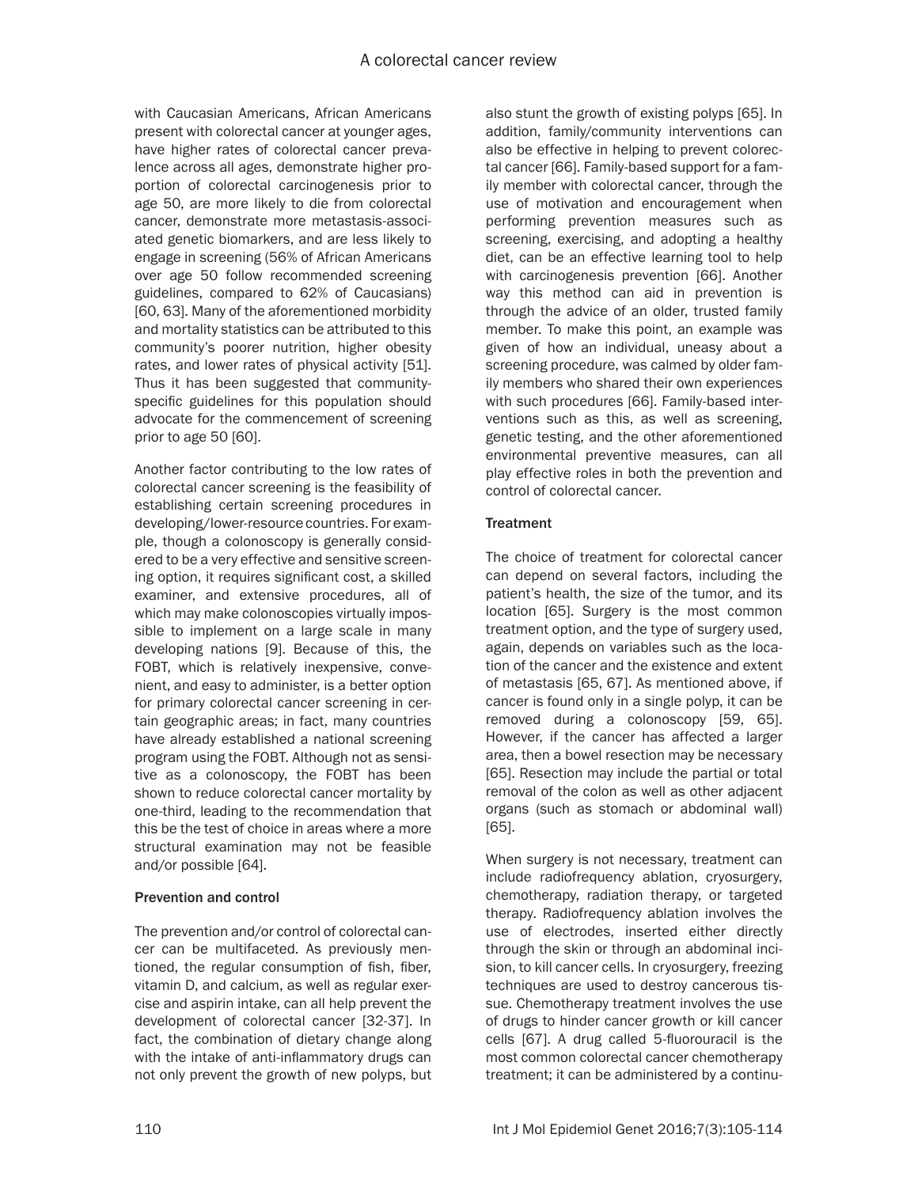with Caucasian Americans, African Americans present with colorectal cancer at younger ages, have higher rates of colorectal cancer prevalence across all ages, demonstrate higher proportion of colorectal carcinogenesis prior to age 50, are more likely to die from colorectal cancer, demonstrate more metastasis-associated genetic biomarkers, and are less likely to engage in screening (56% of African Americans over age 50 follow recommended screening guidelines, compared to 62% of Caucasians) [60, 63]. Many of the aforementioned morbidity and mortality statistics can be attributed to this community's poorer nutrition, higher obesity rates, and lower rates of physical activity [51]. Thus it has been suggested that community-specific guidelines for this population should advocate for the commencement of screening prior to age 50 [60].

Another factor contributing to the low rates of colorectal cancer screening is the feasibility of establishing certain screening procedures in developing/lower-resource countries. For example, though a colonoscopy is generally considered to be a very effective and sensitive screening option, it requires significant cost, a skilled examiner, and extensive procedures, all of which may make colonoscopies virtually impossible to implement on a large scale in many developing nations [9]. Because of this, the FOBT, which is relatively inexpensive, convenient, and easy to administer, is a better option for primary colorectal cancer screening in certain geographic areas; in fact, many countries have already established a national screening program using the FOBT. Although not as sensitive as a colonoscopy, the FOBT has been shown to reduce colorectal cancer mortality by one-third, leading to the recommendation that this be the test of choice in areas where a more structural examination may not be feasible and/or possible [64].

### Prevention and control

The prevention and/or control of colorectal cancer can be multifaceted. As previously mentioned, the regular consumption of fish, fiber, vitamin D, and calcium, as well as regular exercise and aspirin intake, can all help prevent the development of colorectal cancer [32-37]. In fact, the combination of dietary change along with the intake of anti-inflammatory drugs can not only prevent the growth of new polyps, but also stunt the growth of existing polyps [65]. In addition, family/community interventions can also be effective in helping to prevent colorectal cancer [66]. Family-based support for a family member with colorectal cancer, through the use of motivation and encouragement when performing prevention measures such as screening, exercising, and adopting a healthy diet, can be an effective learning tool to help with carcinogenesis prevention [66]. Another way this method can aid in prevention is through the advice of an older, trusted family member. To make this point, an example was given of how an individual, uneasy about a screening procedure, was calmed by older family members who shared their own experiences with such procedures [66]. Family-based interventions such as this, as well as screening, genetic testing, and the other aforementioned environmental preventive measures, can all play effective roles in both the prevention and control of colorectal cancer.

### Treatment

The choice of treatment for colorectal cancer can depend on several factors, including the patient's health, the size of the tumor, and its location [65]. Surgery is the most common treatment option, and the type of surgery used, again, depends on variables such as the location of the cancer and the existence and extent of metastasis [65, 67]. As mentioned above, if cancer is found only in a single polyp, it can be removed during a colonoscopy [59, 65]. However, if the cancer has affected a larger area, then a bowel resection may be necessary [65]. Resection may include the partial or total removal of the colon as well as other adjacent organs (such as stomach or abdominal wall) [65].

When surgery is not necessary, treatment can include radiofrequency ablation, cryosurgery, chemotherapy, radiation therapy, or targeted therapy. Radiofrequency ablation involves the use of electrodes, inserted either directly through the skin or through an abdominal incision, to kill cancer cells. In cryosurgery, freezing techniques are used to destroy cancerous tissue. Chemotherapy treatment involves the use of drugs to hinder cancer growth or kill cancer cells [67]. A drug called 5-fluorouracil is the most common colorectal cancer chemotherapy treatment; it can be administered by a continu-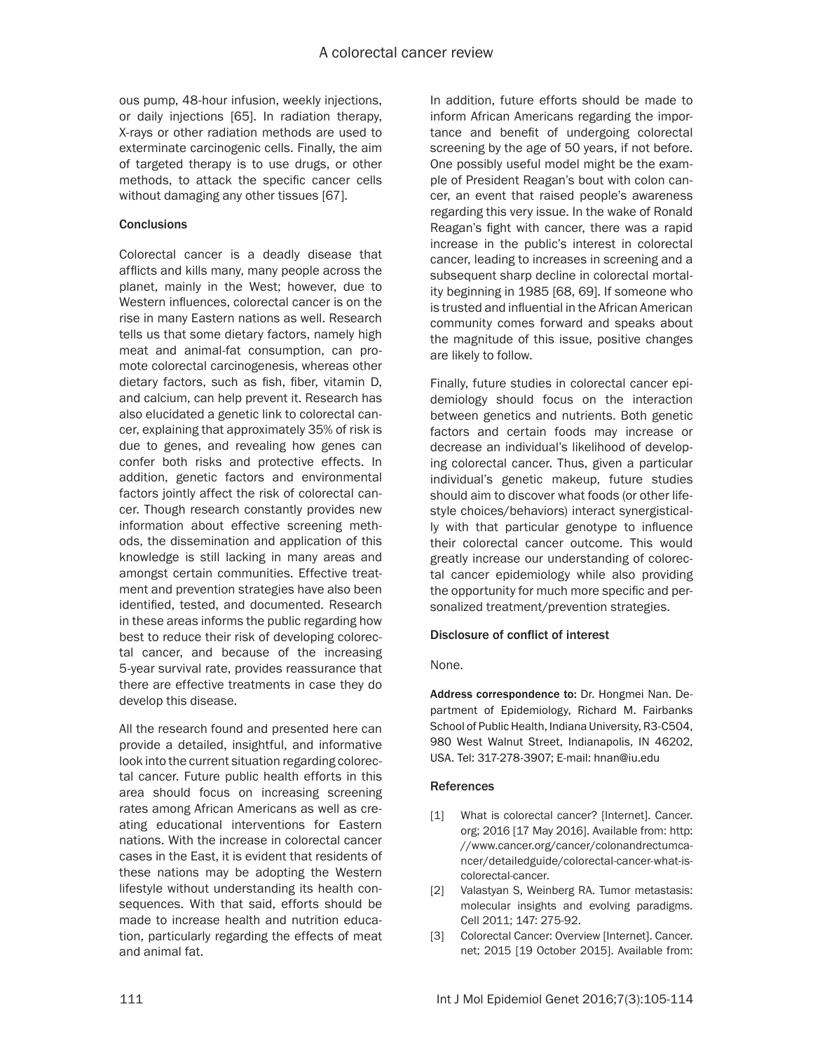ous pump, 48-hour infusion, weekly injections, or daily injections [65]. In radiation therapy, X-rays or other radiation methods are used to exterminate carcinogenic cells. Finally, the aim of targeted therapy is to use drugs, or other methods, to attack the specific cancer cells without damaging any other tissues [67].

## Conclusions

Colorectal cancer is a deadly disease that afflicts and kills many, many people across the planet, mainly in the West; however, due to Western influences, colorectal cancer is on the rise in many Eastern nations as well. Research tells us that some dietary factors, namely high meat and animal-fat consumption, can promote colorectal carcinogenesis, whereas other dietary factors, such as fish, fiber, vitamin D, and calcium, can help prevent it. Research has also elucidated a genetic link to colorectal cancer, explaining that approximately 35% of risk is due to genes, and revealing how genes can confer both risks and protective effects. In addition, genetic factors and environmental factors jointly affect the risk of colorectal cancer. Though research constantly provides new information about effective screening methods, the dissemination and application of this knowledge is still lacking in many areas and amongst certain communities. Effective treatment and prevention strategies have also been identified, tested, and documented. Research in these areas informs the public regarding how best to reduce their risk of developing colorectal cancer, and because of the increasing 5-year survival rate, provides reassurance that there are effective treatments in case they do develop this disease.

All the research found and presented here can provide a detailed, insightful, and informative look into the current situation regarding colorectal cancer. Future public health efforts in this area should focus on increasing screening rates among African Americans as well as creating educational interventions for Eastern nations. With the increase in colorectal cancer cases in the East, it is evident that residents of these nations may be adopting the Western lifestyle without understanding its health consequences. With that said, efforts should be made to increase health and nutrition education, particularly regarding the effects of meat and animal fat.

In addition, future efforts should be made to inform African Americans regarding the importance and benefit of undergoing colorectal screening by the age of 50 years, if not before. One possibly useful model might be the example of President Reagan's bout with colon cancer, an event that raised people's awareness regarding this very issue. In the wake of Ronald Reagan's fight with cancer, there was a rapid increase in the public's interest in colorectal cancer, leading to increases in screening and a subsequent sharp decline in colorectal mortality beginning in 1985 [68, 69]. If someone who is trusted and influential in the African American community comes forward and speaks about the magnitude of this issue, positive changes are likely to follow.

Finally, future studies in colorectal cancer epidemiology should focus on the interaction between genetics and nutrients. Both genetic factors and certain foods may increase or decrease an individual's likelihood of developing colorectal cancer. Thus, given a particular individual's genetic makeup, future studies should aim to discover what foods (or other lifestyle choices/behaviors) interact synergistically with that particular genotype to influence their colorectal cancer outcome. This would greatly increase our understanding of colorectal cancer epidemiology while also providing the opportunity for much more specific and personalized treatment/prevention strategies.

## Disclosure of conflict of interest

None.

**Address correspondence to:** Dr. Hongmei Nan. Department of Epidemiology, Richard M. Fairbanks School of Public Health, Indiana University, R3-C504, 980 West Walnut Street, Indianapolis, IN 46202, USA. Tel: 317-278-3907; E-mail: hnan@iu.edu

## References

[1] What is colorectal cancer? [Internet]. Cancer.org; 2016 [17 May 2016]. Available from: http://www.cancer.org/cancer/colonandrectumcancer/detailedguide/colorectal-cancer-what-is-colorectal-cancer.

[2] Valastyan S, Weinberg RA. Tumor metastasis: molecular insights and evolving paradigms. Cell 2011; 147: 275-92.

[3] Colorectal Cancer: Overview [Internet]. Cancer.net; 2015 [19 October 2015]. Available from: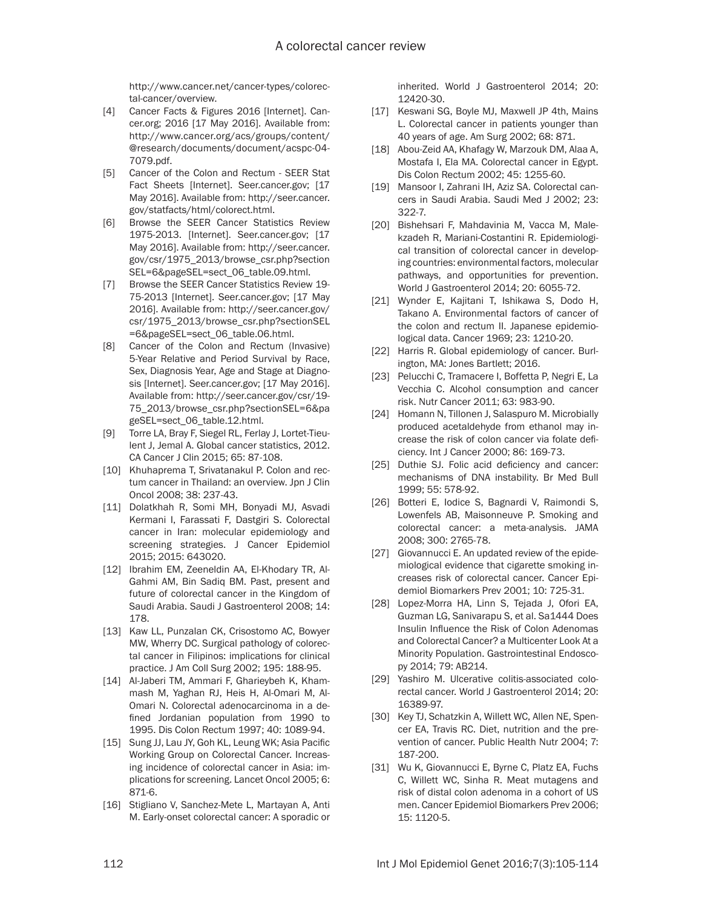http://www.cancer.net/cancer-types/colorectal-cancer/overview.

[4] Cancer Facts & Figures 2016 [Internet]. Cancer.org; 2016 [17 May 2016]. Available from: http://www.cancer.org/acs/groups/content/@research/documents/document/acspc-04-7079.pdf.

[5] Cancer of the Colon and Rectum - SEER Stat Fact Sheets [Internet]. Seer.cancer.gov; [17 May 2016]. Available from: http://seer.cancer.gov/statfacts/html/colorect.html.

[6] Browse the SEER Cancer Statistics Review 1975-2013. [Internet]. Seer.cancer.gov; [17 May 2016]. Available from: http://seer.cancer.gov/csr/1975_2013/browse_csr.php?sectionSEL=6&pageSEL=sect_06_table.09.html.

[7] Browse the SEER Cancer Statistics Review 1975-2013 [Internet]. Seer.cancer.gov; [17 May 2016]. Available from: http://seer.cancer.gov/csr/1975_2013/browse_csr.php?sectionSEL=6&pageSEL=sect_06_table.06.html.

[8] Cancer of the Colon and Rectum (Invasive) 5-Year Relative and Period Survival by Race, Sex, Diagnosis Year, Age and Stage at Diagnosis [Internet]. Seer.cancer.gov; [17 May 2016]. Available from: http://seer.cancer.gov/csr/1975_2013/browse_csr.php?sectionSEL=6&pageSEL=sect_06_table.12.html.

[9] Torre LA, Bray F, Siegel RL, Ferlay J, Lortet-Tieulent J, Jemal A. Global cancer statistics, 2012. CA Cancer J Clin 2015; 65: 87-108.

[10] Khuhaprema T, Srivatanakul P. Colon and rectum cancer in Thailand: an overview. Jpn J Clin Oncol 2008; 38: 237-43.

[11] Dolatkhah R, Somi MH, Bonyadi MJ, Asvadi Kermani I, Farassati F, Dastgiri S. Colorectal cancer in Iran: molecular epidemiology and screening strategies. J Cancer Epidemiol 2015; 2015: 643020.

[12] Ibrahim EM, Zeeneldin AA, El-Khodary TR, Al-Gahmi AM, Bin Sadiq BM. Past, present and future of colorectal cancer in the Kingdom of Saudi Arabia. Saudi J Gastroenterol 2008; 14: 178.

[13] Kaw LL, Punzalan CK, Crisostomo AC, Bowyer MW, Wherry DC. Surgical pathology of colorectal cancer in Filipinos: implications for clinical practice. J Am Coll Surg 2002; 195: 188-95.

[14] Al-Jaberi TM, Ammari F, Gharieybeh K, Khammash M, Yaghan RJ, Heis H, Al-Omari M, Al-Omari N. Colorectal adenocarcinoma in a defined Jordanian population from 1990 to 1995. Dis Colon Rectum 1997; 40: 1089-94.

[15] Sung JJ, Lau JY, Goh KL, Leung WK; Asia Pacific Working Group on Colorectal Cancer. Increasing incidence of colorectal cancer in Asia: implications for screening. Lancet Oncol 2005; 6: 871-6.

[16] Stigliano V, Sanchez-Mete L, Martayan A, Anti M. Early-onset colorectal cancer: A sporadic or inherited. World J Gastroenterol 2014; 20: 12420-30.

[17] Keswani SG, Boyle MJ, Maxwell JP 4th, Mains L. Colorectal cancer in patients younger than 40 years of age. Am Surg 2002; 68: 871.

[18] Abou-Zeid AA, Khafagy W, Marzouk DM, Alaa A, Mostafa I, Ela MA. Colorectal cancer in Egypt. Dis Colon Rectum 2002; 45: 1255-60.

[19] Mansoor I, Zahrani IH, Aziz SA. Colorectal cancers in Saudi Arabia. Saudi Med J 2002; 23: 322-7.

[20] Bishehsari F, Mahdavinia M, Vacca M, Malekzadeh R, Mariani-Costantini R. Epidemiological transition of colorectal cancer in developing countries: environmental factors, molecular pathways, and opportunities for prevention. World J Gastroenterol 2014; 20: 6055-72.

[21] Wynder E, Kajitani T, Ishikawa S, Dodo H, Takano A. Environmental factors of cancer of the colon and rectum II. Japanese epidemiological data. Cancer 1969; 23: 1210-20.

[22] Harris R. Global epidemiology of cancer. Burlington, MA: Jones Bartlett; 2016.

[23] Pelucchi C, Tramacere I, Boffetta P, Negri E, La Vecchia C. Alcohol consumption and cancer risk. Nutr Cancer 2011; 63: 983-90.

[24] Homann N, Tillonen J, Salaspuro M. Microbially produced acetaldehyde from ethanol may increase the risk of colon cancer via folate deficiency. Int J Cancer 2000; 86: 169-73.

[25] Duthie SJ. Folic acid deficiency and cancer: mechanisms of DNA instability. Br Med Bull 1999; 55: 578-92.

[26] Botteri E, Iodice S, Bagnardi V, Raimondi S, Lowenfels AB, Maisonneuve P. Smoking and colorectal cancer: a meta-analysis. JAMA 2008; 300: 2765-78.

[27] Giovannucci E. An updated review of the epidemiological evidence that cigarette smoking increases risk of colorectal cancer. Cancer Epidemiol Biomarkers Prev 2001; 10: 725-31.

[28] Lopez-Morra HA, Linn S, Tejada J, Ofori EA, Guzman LG, Sanivarapu S, et al. Sa1444 Does Insulin Influence the Risk of Colon Adenomas and Colorectal Cancer? a Multicenter Look At a Minority Population. Gastrointestinal Endoscopy 2014; 79: AB214.

[29] Yashiro M. Ulcerative colitis-associated colorectal cancer. World J Gastroenterol 2014; 20: 16389-97.

[30] Key TJ, Schatzkin A, Willett WC, Allen NE, Spencer EA, Travis RC. Diet, nutrition and the prevention of cancer. Public Health Nutr 2004; 7: 187-200.

[31] Wu K, Giovannucci E, Byrne C, Platz EA, Fuchs C, Willett WC, Sinha R. Meat mutagens and risk of distal colon adenoma in a cohort of US men. Cancer Epidemiol Biomarkers Prev 2006; 15: 1120-5.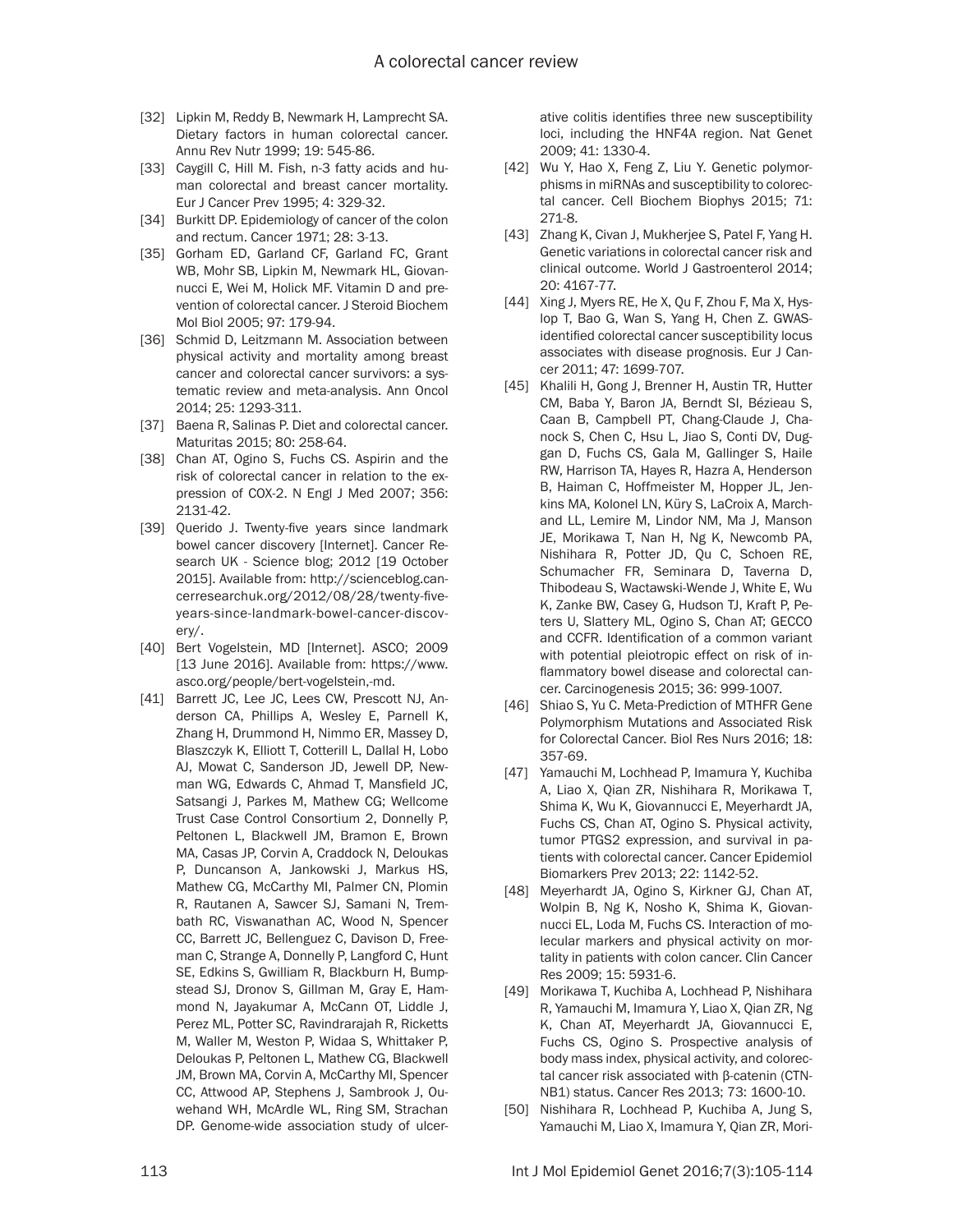[32] Lipkin M, Reddy B, Newmark H, Lamprecht SA. Dietary factors in human colorectal cancer. Annu Rev Nutr 1999; 19: 545-86.

[33] Caygill C, Hill M. Fish, n-3 fatty acids and human colorectal and breast cancer mortality. Eur J Cancer Prev 1995; 4: 329-32.

[34] Burkitt DP. Epidemiology of cancer of the colon and rectum. Cancer 1971; 28: 3-13.

[35] Gorham ED, Garland CF, Garland FC, Grant WB, Mohr SB, Lipkin M, Newmark HL, Giovannucci E, Wei M, Holick MF. Vitamin D and prevention of colorectal cancer. J Steroid Biochem Mol Biol 2005; 97: 179-94.

[36] Schmid D, Leitzmann M. Association between physical activity and mortality among breast cancer and colorectal cancer survivors: a systematic review and meta-analysis. Ann Oncol 2014; 25: 1293-311.

[37] Baena R, Salinas P. Diet and colorectal cancer. Maturitas 2015; 80: 258-64.

[38] Chan AT, Ogino S, Fuchs CS. Aspirin and the risk of colorectal cancer in relation to the expression of COX-2. N Engl J Med 2007; 356: 2131-42.

[39] Querido J. Twenty-five years since landmark bowel cancer discovery [Internet]. Cancer Research UK - Science blog; 2012 [19 October 2015]. Available from: http://scienceblog.cancerresearchuk.org/2012/08/28/twenty-five-years-since-landmark-bowel-cancer-discovery/.

[40] Bert Vogelstein, MD [Internet]. ASCO; 2009 [13 June 2016]. Available from: https://www.asco.org/people/bert-vogelstein,-md.

[41] Barrett JC, Lee JC, Lees CW, Prescott NJ, Anderson CA, Phillips A, Wesley E, Parnell K, Zhang H, Drummond H, Nimmo ER, Massey D, Blaszczyk K, Elliott T, Cotterill L, Dallal H, Lobo AJ, Mowat C, Sanderson JD, Jewell DP, Newman WG, Edwards C, Ahmad T, Mansfield JC, Satsangi J, Parkes M, Mathew CG; Wellcome Trust Case Control Consortium 2, Donnelly P, Peltonen L, Blackwell JM, Bramon E, Brown MA, Casas JP, Corvin A, Craddock N, Deloukas P, Duncanson A, Jankowski J, Markus HS, Mathew CG, McCarthy MI, Palmer CN, Plomin R, Rautanen A, Sawcer SJ, Samani N, Trembath RC, Viswanathan AC, Wood N, Spencer CC, Barrett JC, Bellenguez C, Davison D, Freeman C, Strange A, Donnelly P, Langford C, Hunt SE, Edkins S, Gwilliam R, Blackburn H, Bumpstead SJ, Dronov S, Gillman M, Gray E, Hammond N, Jayakumar A, McCann OT, Liddle J, Perez ML, Potter SC, Ravindrarajah R, Ricketts M, Waller M, Weston P, Widaa S, Whittaker P, Deloukas P, Peltonen L, Mathew CG, Blackwell JM, Brown MA, Corvin A, McCarthy MI, Spencer CC, Attwood AP, Stephens J, Sambrook J, Ouwehand WH, McArdle WL, Ring SM, Strachan DP. Genome-wide association study of ulcerative colitis identifies three new susceptibility loci, including the HNF4A region. Nat Genet 2009; 41: 1330-4.

[42] Wu Y, Hao X, Feng Z, Liu Y. Genetic polymorphisms in miRNAs and susceptibility to colorectal cancer. Cell Biochem Biophys 2015; 71: 271-8.

[43] Zhang K, Civan J, Mukherjee S, Patel F, Yang H. Genetic variations in colorectal cancer risk and clinical outcome. World J Gastroenterol 2014; 20: 4167-77.

[44] Xing J, Myers RE, He X, Qu F, Zhou F, Ma X, Hyslop T, Bao G, Wan S, Yang H, Chen Z. GWAS-identified colorectal cancer susceptibility locus associates with disease prognosis. Eur J Cancer 2011; 47: 1699-707.

[45] Khalili H, Gong J, Brenner H, Austin TR, Hutter CM, Baba Y, Baron JA, Berndt SI, Bézieau S, Caan B, Campbell PT, Chang-Claude J, Chanock S, Chen C, Hsu L, Jiao S, Conti DV, Duggan D, Fuchs CS, Gala M, Gallinger S, Haile RW, Harrison TA, Hayes R, Hazra A, Henderson B, Haiman C, Hoffmeister M, Hopper JL, Jenkins MA, Kolonel LN, Küry S, LaCroix A, Marchand LL, Lemire M, Lindor NM, Ma J, Manson JE, Morikawa T, Nan H, Ng K, Newcomb PA, Nishihara R, Potter JD, Qu C, Schoen RE, Schumacher FR, Seminara D, Taverna D, Thibodeau S, Wactawski-Wende J, White E, Wu K, Zanke BW, Casey G, Hudson TJ, Kraft P, Peters U, Slattery ML, Ogino S, Chan AT; GECCO and CCFR. Identification of a common variant with potential pleiotropic effect on risk of inflammatory bowel disease and colorectal cancer. Carcinogenesis 2015; 36: 999-1007.

[46] Shiao S, Yu C. Meta-Prediction of MTHFR Gene Polymorphism Mutations and Associated Risk for Colorectal Cancer. Biol Res Nurs 2016; 18: 357-69.

[47] Yamauchi M, Lochhead P, Imamura Y, Kuchiba A, Liao X, Qian ZR, Nishihara R, Morikawa T, Shima K, Wu K, Giovannucci E, Meyerhardt JA, Fuchs CS, Chan AT, Ogino S. Physical activity, tumor PTGS2 expression, and survival in patients with colorectal cancer. Cancer Epidemiol Biomarkers Prev 2013; 22: 1142-52.

[48] Meyerhardt JA, Ogino S, Kirkner GJ, Chan AT, Wolpin B, Ng K, Nosho K, Shima K, Giovannucci EL, Loda M, Fuchs CS. Interaction of molecular markers and physical activity on mortality in patients with colon cancer. Clin Cancer Res 2009; 15: 5931-6.

[49] Morikawa T, Kuchiba A, Lochhead P, Nishihara R, Yamauchi M, Imamura Y, Liao X, Qian ZR, Ng K, Chan AT, Meyerhardt JA, Giovannucci E, Fuchs CS, Ogino S. Prospective analysis of body mass index, physical activity, and colorectal cancer risk associated with β-catenin (CTNNB1) status. Cancer Res 2013; 73: 1600-10.

[50] Nishihara R, Lochhead P, Kuchiba A, Jung S, Yamauchi M, Liao X, Imamura Y, Qian ZR, Mori-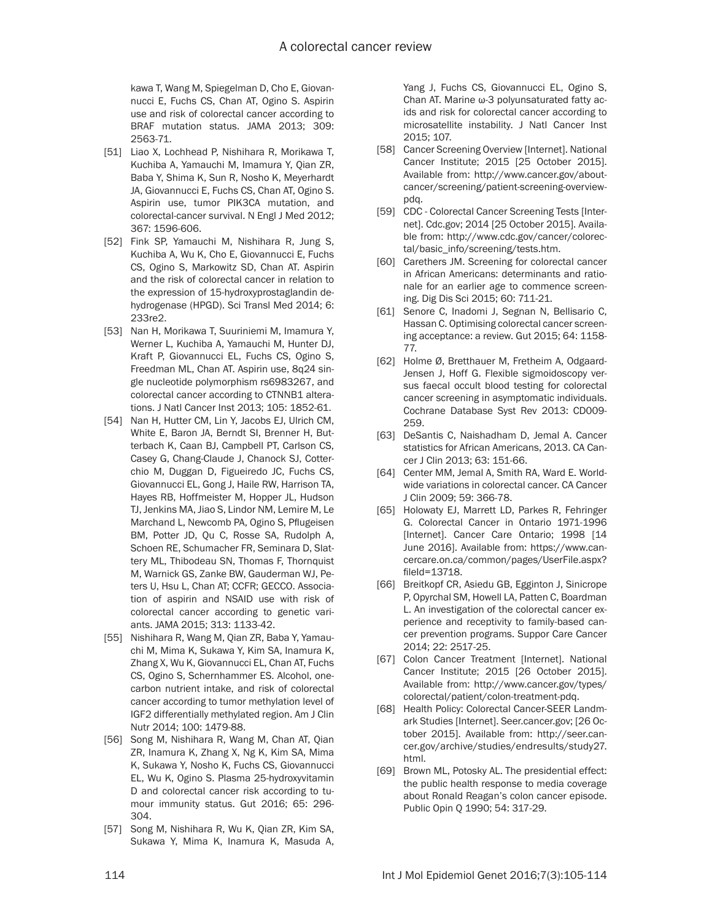kawa T, Wang M, Spiegelman D, Cho E, Giovannucci E, Fuchs CS, Chan AT, Ogino S. Aspirin use and risk of colorectal cancer according to BRAF mutation status. JAMA 2013; 309: 2563-71.

[51] Liao X, Lochhead P, Nishihara R, Morikawa T, Kuchiba A, Yamauchi M, Imamura Y, Qian ZR, Baba Y, Shima K, Sun R, Nosho K, Meyerhardt JA, Giovannucci E, Fuchs CS, Chan AT, Ogino S. Aspirin use, tumor PIK3CA mutation, and colorectal-cancer survival. N Engl J Med 2012; 367: 1596-606.

[52] Fink SP, Yamauchi M, Nishihara R, Jung S, Kuchiba A, Wu K, Cho E, Giovannucci E, Fuchs CS, Ogino S, Markowitz SD, Chan AT. Aspirin and the risk of colorectal cancer in relation to the expression of 15-hydroxyprostaglandin dehydrogenase (HPGD). Sci Transl Med 2014; 6: 233re2.

[53] Nan H, Morikawa T, Suuriniemi M, Imamura Y, Werner L, Kuchiba A, Yamauchi M, Hunter DJ, Kraft P, Giovannucci EL, Fuchs CS, Ogino S, Freedman ML, Chan AT. Aspirin use, 8q24 single nucleotide polymorphism rs6983267, and colorectal cancer according to CTNNB1 alterations. J Natl Cancer Inst 2013; 105: 1852-61.

[54] Nan H, Hutter CM, Lin Y, Jacobs EJ, Ulrich CM, White E, Baron JA, Berndt SI, Brenner H, Butterbach K, Caan BJ, Campbell PT, Carlson CS, Casey G, Chang-Claude J, Chanock SJ, Cotterchio M, Duggan D, Figueiredo JC, Fuchs CS, Giovannucci EL, Gong J, Haile RW, Harrison TA, Hayes RB, Hoffmeister M, Hopper JL, Hudson TJ, Jenkins MA, Jiao S, Lindor NM, Lemire M, Le Marchand L, Newcomb PA, Ogino S, Pflugeisen BM, Potter JD, Qu C, Rosse SA, Rudolph A, Schoen RE, Schumacher FR, Seminara D, Slattery ML, Thibodeau SN, Thomas F, Thornquist M, Warnick GS, Zanke BW, Gauderman WJ, Peters U, Hsu L, Chan AT; CCFR; GECCO. Association of aspirin and NSAID use with risk of colorectal cancer according to genetic variants. JAMA 2015; 313: 1133-42.

[55] Nishihara R, Wang M, Qian ZR, Baba Y, Yamauchi M, Mima K, Sukawa Y, Kim SA, Inamura K, Zhang X, Wu K, Giovannucci EL, Chan AT, Fuchs CS, Ogino S, Schernhammer ES. Alcohol, one-carbon nutrient intake, and risk of colorectal cancer according to tumor methylation level of IGF2 differentially methylated region. Am J Clin Nutr 2014; 100: 1479-88.

[56] Song M, Nishihara R, Wang M, Chan AT, Qian ZR, Inamura K, Zhang X, Ng K, Kim SA, Mima K, Sukawa Y, Nosho K, Fuchs CS, Giovannucci EL, Wu K, Ogino S. Plasma 25-hydroxyvitamin D and colorectal cancer risk according to tumour immunity status. Gut 2016; 65: 296-304.

[57] Song M, Nishihara R, Wu K, Qian ZR, Kim SA, Sukawa Y, Mima K, Inamura K, Masuda A, Yang J, Fuchs CS, Giovannucci EL, Ogino S, Chan AT. Marine ω-3 polyunsaturated fatty acids and risk for colorectal cancer according to microsatellite instability. J Natl Cancer Inst 2015; 107.

[58] Cancer Screening Overview [Internet]. National Cancer Institute; 2015 [25 October 2015]. Available from: http://www.cancer.gov/about-cancer/screening/patient-screening-overview-pdq.

[59] CDC - Colorectal Cancer Screening Tests [Internet]. Cdc.gov; 2014 [25 October 2015]. Available from: http://www.cdc.gov/cancer/colorectal/basic_info/screening/tests.htm.

[60] Carethers JM. Screening for colorectal cancer in African Americans: determinants and rationale for an earlier age to commence screening. Dig Dis Sci 2015; 60: 711-21.

[61] Senore C, Inadomi J, Segnan N, Bellisario C, Hassan C. Optimising colorectal cancer screening acceptance: a review. Gut 2015; 64: 1158-77.

[62] Holme Ø, Bretthauer M, Fretheim A, Odgaard-Jensen J, Hoff G. Flexible sigmoidoscopy versus faecal occult blood testing for colorectal cancer screening in asymptomatic individuals. Cochrane Database Syst Rev 2013: CD009-259.

[63] DeSantis C, Naishadham D, Jemal A. Cancer statistics for African Americans, 2013. CA Cancer J Clin 2013; 63: 151-66.

[64] Center MM, Jemal A, Smith RA, Ward E. Worldwide variations in colorectal cancer. CA Cancer J Clin 2009; 59: 366-78.

[65] Holowaty EJ, Marrett LD, Parkes R, Fehringer G. Colorectal Cancer in Ontario 1971-1996 [Internet]. Cancer Care Ontario; 1998 [14 June 2016]. Available from: https://www.cancercare.on.ca/common/pages/UserFile.aspx?fileId=13718.

[66] Breitkopf CR, Asiedu GB, Egginton J, Sinicrope P, Opyrchal SM, Howell LA, Patten C, Boardman L. An investigation of the colorectal cancer experience and receptivity to family-based cancer prevention programs. Suppor Care Cancer 2014; 22: 2517-25.

[67] Colon Cancer Treatment [Internet]. National Cancer Institute; 2015 [26 October 2015]. Available from: http://www.cancer.gov/types/colorectal/patient/colon-treatment-pdq.

[68] Health Policy: Colorectal Cancer-SEER Landmark Studies [Internet]. Seer.cancer.gov; [26 October 2015]. Available from: http://seer.cancer.gov/archive/studies/endresults/study27.html.

[69] Brown ML, Potosky AL. The presidential effect: the public health response to media coverage about Ronald Reagan's colon cancer episode. Public Opin Q 1990; 54: 317-29.